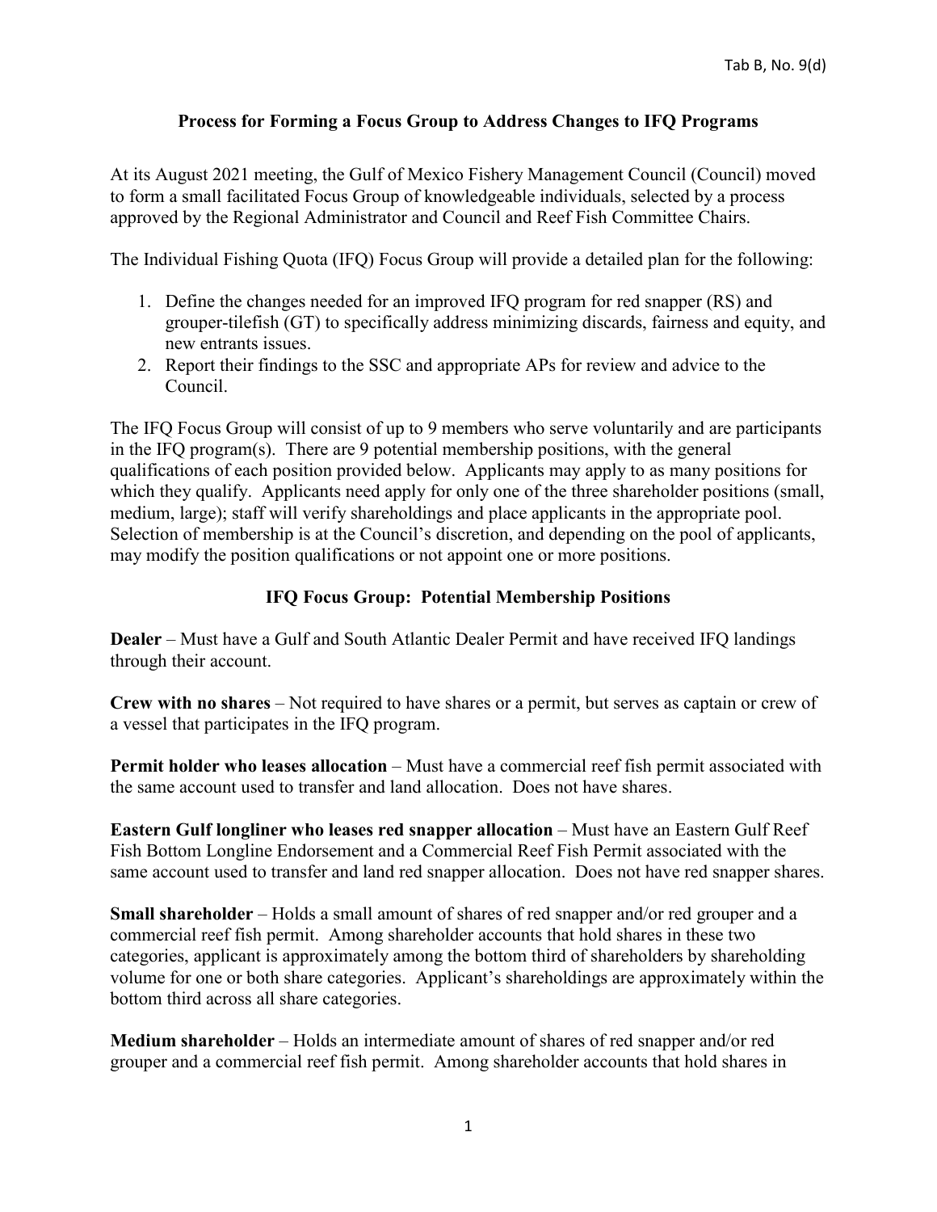Tab B, No. 9(d)

## Process for Forming a Focus Group to Address Changes to IFQ Programs

At its August 2021 meeting, the Gulf of Mexico Fishery Management Council (Council) moved to form a small facilitated Focus Group of knowledgeable individuals, selected by a process approved by the Regional Administrator and Council and Reef Fish Committee Chairs.

The Individual Fishing Quota (IFQ) Focus Group will provide a detailed plan for the following:

1. Define the changes needed for an improved IFQ program for red snapper (RS) and grouper-tilefish (GT) to specifically address minimizing discards, fairness and equity, and new entrants issues.
2. Report their findings to the SSC and appropriate APs for review and advice to the Council.

The IFQ Focus Group will consist of up to 9 members who serve voluntarily and are participants in the IFQ program(s). There are 9 potential membership positions, with the general qualifications of each position provided below. Applicants may apply to as many positions for which they qualify. Applicants need apply for only one of the three shareholder positions (small, medium, large); staff will verify shareholdings and place applicants in the appropriate pool. Selection of membership is at the Council's discretion, and depending on the pool of applicants, may modify the position qualifications or not appoint one or more positions.

### IFQ Focus Group: Potential Membership Positions

**Dealer** – Must have a Gulf and South Atlantic Dealer Permit and have received IFQ landings through their account.

**Crew with no shares** – Not required to have shares or a permit, but serves as captain or crew of a vessel that participates in the IFQ program.

**Permit holder who leases allocation** – Must have a commercial reef fish permit associated with the same account used to transfer and land allocation. Does not have shares.

**Eastern Gulf longliner who leases red snapper allocation** – Must have an Eastern Gulf Reef Fish Bottom Longline Endorsement and a Commercial Reef Fish Permit associated with the same account used to transfer and land red snapper allocation. Does not have red snapper shares.

**Small shareholder** – Holds a small amount of shares of red snapper and/or red grouper and a commercial reef fish permit. Among shareholder accounts that hold shares in these two categories, applicant is approximately among the bottom third of shareholders by shareholding volume for one or both share categories. Applicant's shareholdings are approximately within the bottom third across all share categories.

**Medium shareholder** – Holds an intermediate amount of shares of red snapper and/or red grouper and a commercial reef fish permit. Among shareholder accounts that hold shares in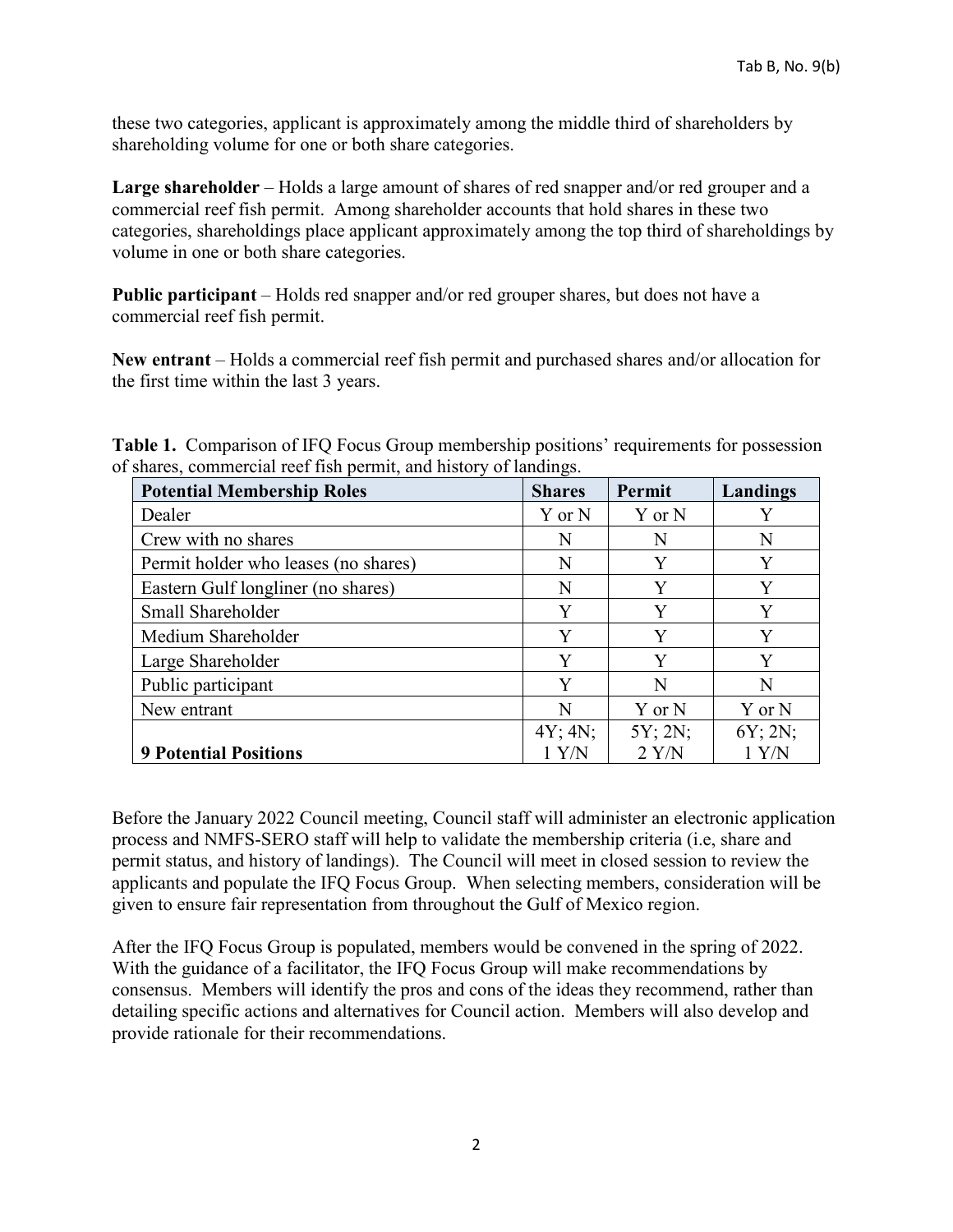these two categories, applicant is approximately among the middle third of shareholders by shareholding volume for one or both share categories.

**Large shareholder** – Holds a large amount of shares of red snapper and/or red grouper and a commercial reef fish permit. Among shareholder accounts that hold shares in these two categories, shareholdings place applicant approximately among the top third of shareholdings by volume in one or both share categories.

**Public participant** – Holds red snapper and/or red grouper shares, but does not have a commercial reef fish permit.

**New entrant** – Holds a commercial reef fish permit and purchased shares and/or allocation for the first time within the last 3 years.

**Table 1.** Comparison of IFQ Focus Group membership positions' requirements for possession of shares, commercial reef fish permit, and history of landings.

| Potential Membership Roles | Shares | Permit | Landings |
|---|---|---|---|
| Dealer | Y or N | Y or N | Y |
| Crew with no shares | N | N | N |
| Permit holder who leases (no shares) | N | Y | Y |
| Eastern Gulf longliner (no shares) | N | Y | Y |
| Small Shareholder | Y | Y | Y |
| Medium Shareholder | Y | Y | Y |
| Large Shareholder | Y | Y | Y |
| Public participant | Y | N | N |
| New entrant | N | Y or N | Y or N |
| **9 Potential Positions** | 4Y; 4N; 1 Y/N | 5Y; 2N; 2 Y/N | 6Y; 2N; 1 Y/N |

Before the January 2022 Council meeting, Council staff will administer an electronic application process and NMFS-SERO staff will help to validate the membership criteria (i.e, share and permit status, and history of landings). The Council will meet in closed session to review the applicants and populate the IFQ Focus Group. When selecting members, consideration will be given to ensure fair representation from throughout the Gulf of Mexico region.

After the IFQ Focus Group is populated, members would be convened in the spring of 2022. With the guidance of a facilitator, the IFQ Focus Group will make recommendations by consensus. Members will identify the pros and cons of the ideas they recommend, rather than detailing specific actions and alternatives for Council action. Members will also develop and provide rationale for their recommendations.